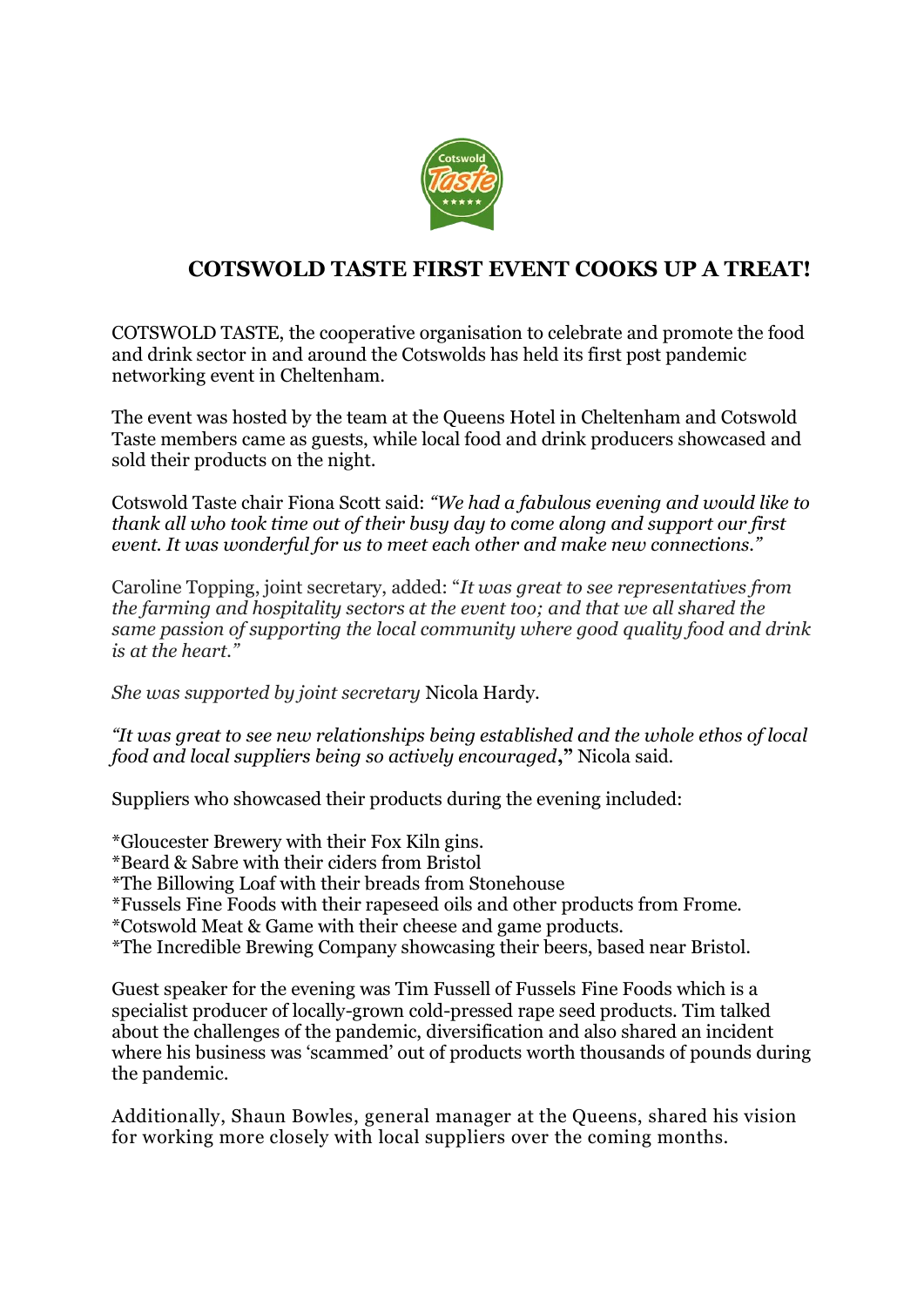# COTSWOLD TASTE FIRST EVENT COOKS UP A TREAT!

COTSWOLD TASTE, the cooperative organisation to celebrate and promote the food and drink sector in and around the Cotswolds has held its first post pandemic networking event in Cheltenham.

The event was hosted by the team at the Queens Hotel in Cheltenham and Cotswold Taste members came as guests, while local food and drink producers showcased and sold their products on the night.

Cotswold Taste chair Fiona Scott said: *"We had a fabulous evening and would like to thank all who took time out of their busy day to come along and support our first event. It was wonderful for us to meet each other and make new connections."*

Caroline Topping, joint secretary, added: "*It was great to see representatives from the farming and hospitality sectors at the event too; and that we all shared the same passion of supporting the local community where good quality food and drink is at the heart."*

*She was supported by joint secretary* Nicola Hardy.

*"It was great to see new relationships being established and the whole ethos of local food and local suppliers being so actively encouraged***,"** Nicola said.

Suppliers who showcased their products during the evening included:

*Gloucester Brewery with their Fox Kiln gins.
*Beard & Sabre with their ciders from Bristol
*The Billowing Loaf with their breads from Stonehouse
*Fussels Fine Foods with their rapeseed oils and other products from Frome.
*Cotswold Meat & Game with their cheese and game products.
*The Incredible Brewing Company showcasing their beers, based near Bristol.

Guest speaker for the evening was Tim Fussell of Fussels Fine Foods which is a specialist producer of locally-grown cold-pressed rape seed products. Tim talked about the challenges of the pandemic, diversification and also shared an incident where his business was 'scammed' out of products worth thousands of pounds during the pandemic.

Additionally, Shaun Bowles, general manager at the Queens, shared his vision for working more closely with local suppliers over the coming months.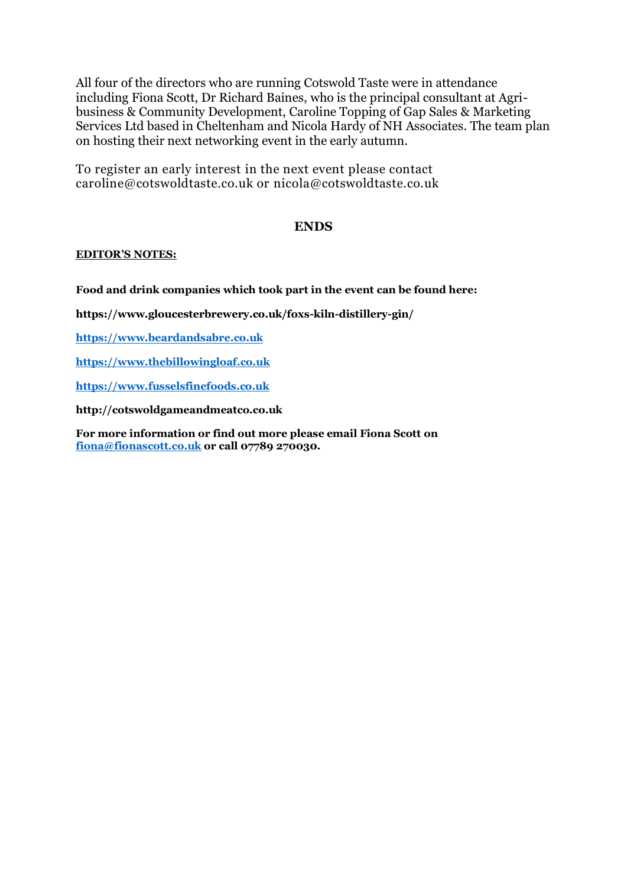All four of the directors who are running Cotswold Taste were in attendance including Fiona Scott, Dr Richard Baines, who is the principal consultant at Agri-business & Community Development, Caroline Topping of Gap Sales & Marketing Services Ltd based in Cheltenham and Nicola Hardy of NH Associates. The team plan on hosting their next networking event in the early autumn.

To register an early interest in the next event please contact caroline@cotswoldtaste.co.uk or nicola@cotswoldtaste.co.uk

**ENDS**

**EDITOR'S NOTES:**

**Food and drink companies which took part in the event can be found here:**

**https://www.gloucesterbrewery.co.uk/foxs-kiln-distillery-gin/**

**https://www.beardandsabre.co.uk**

**https://www.thebillowingloaf.co.uk**

**https://www.fusselsfinefoods.co.uk**

**http://cotswoldgameandmeatco.co.uk**

**For more information or find out more please email Fiona Scott on fiona@fionascott.co.uk or call 07789 270030.**